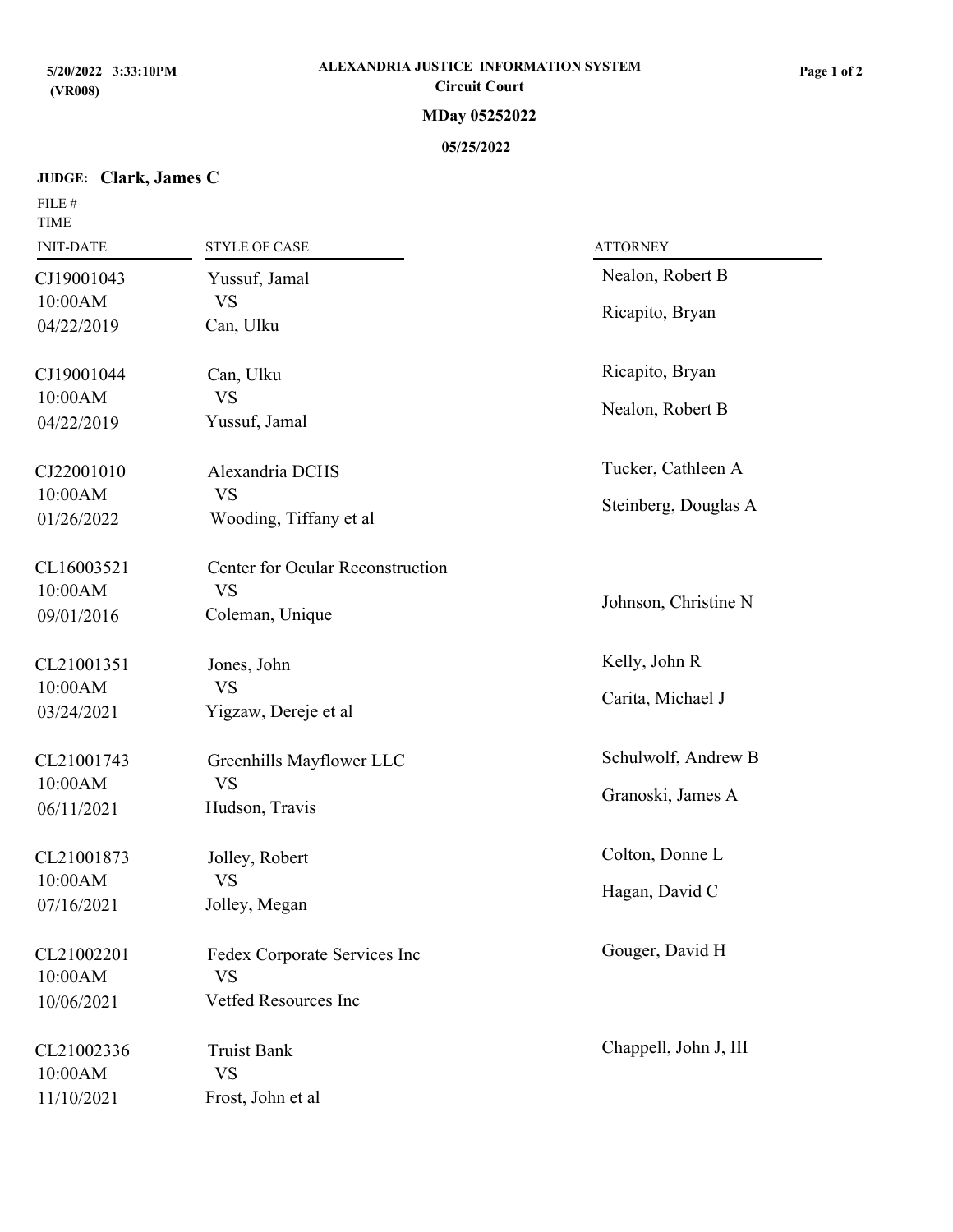**5/20/2022 3:33:10PM**
**(VR008)**

# ALEXANDRIA JUSTICE INFORMATION SYSTEM

## Circuit Court

### MDay 05252022

**05/25/2022**

**JUDGE: Clark, James C**

| FILE # / TIME / INIT-DATE | STYLE OF CASE | ATTORNEY |
|---|---|---|
| CJ19001043<br>10:00AM<br>04/22/2019 | Yussuf, Jamal<br>VS<br>Can, Ulku | Nealon, Robert B<br>Ricapito, Bryan |
| CJ19001044<br>10:00AM<br>04/22/2019 | Can, Ulku<br>VS<br>Yussuf, Jamal | Ricapito, Bryan<br>Nealon, Robert B |
| CJ22001010<br>10:00AM<br>01/26/2022 | Alexandria DCHS<br>VS<br>Wooding, Tiffany et al | Tucker, Cathleen A<br>Steinberg, Douglas A |
| CL16003521<br>10:00AM<br>09/01/2016 | Center for Ocular Reconstruction<br>VS<br>Coleman, Unique | Johnson, Christine N |
| CL21001351<br>10:00AM<br>03/24/2021 | Jones, John<br>VS<br>Yigzaw, Dereje et al | Kelly, John R<br>Carita, Michael J |
| CL21001743<br>10:00AM<br>06/11/2021 | Greenhills Mayflower LLC<br>VS<br>Hudson, Travis | Schulwolf, Andrew B<br>Granoski, James A |
| CL21001873<br>10:00AM<br>07/16/2021 | Jolley, Robert<br>VS<br>Jolley, Megan | Colton, Donne L<br>Hagan, David C |
| CL21002201<br>10:00AM<br>10/06/2021 | Fedex Corporate Services Inc<br>VS<br>Vetfed Resources Inc | Gouger, David H |
| CL21002336<br>10:00AM<br>11/10/2021 | Truist Bank<br>VS<br>Frost, John et al | Chappell, John J, III |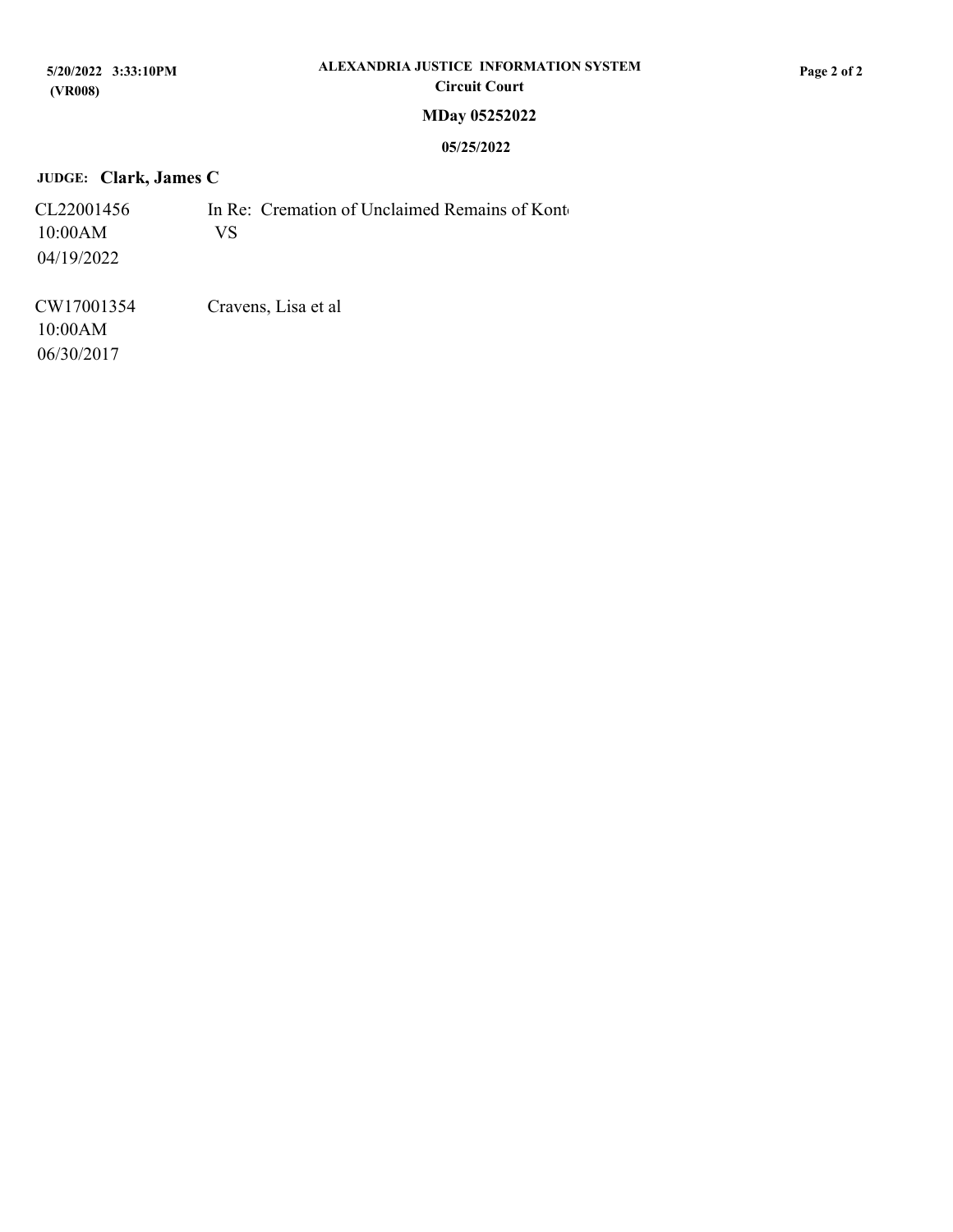**ALEXANDRIA JUSTICE INFORMATION SYSTEM**
**Circuit Court**

**5/20/2022 3:33:10PM**
**(VR008)**

**MDay 05252022**

**05/25/2022**

**JUDGE: Clark, James C**

| | |
|---|---|
| CL22001456<br>10:00AM<br>04/19/2022 | In Re: Cremation of Unclaimed Remains of Kont<br>VS |
| CW17001354<br>10:00AM<br>06/30/2017 | Cravens, Lisa et al |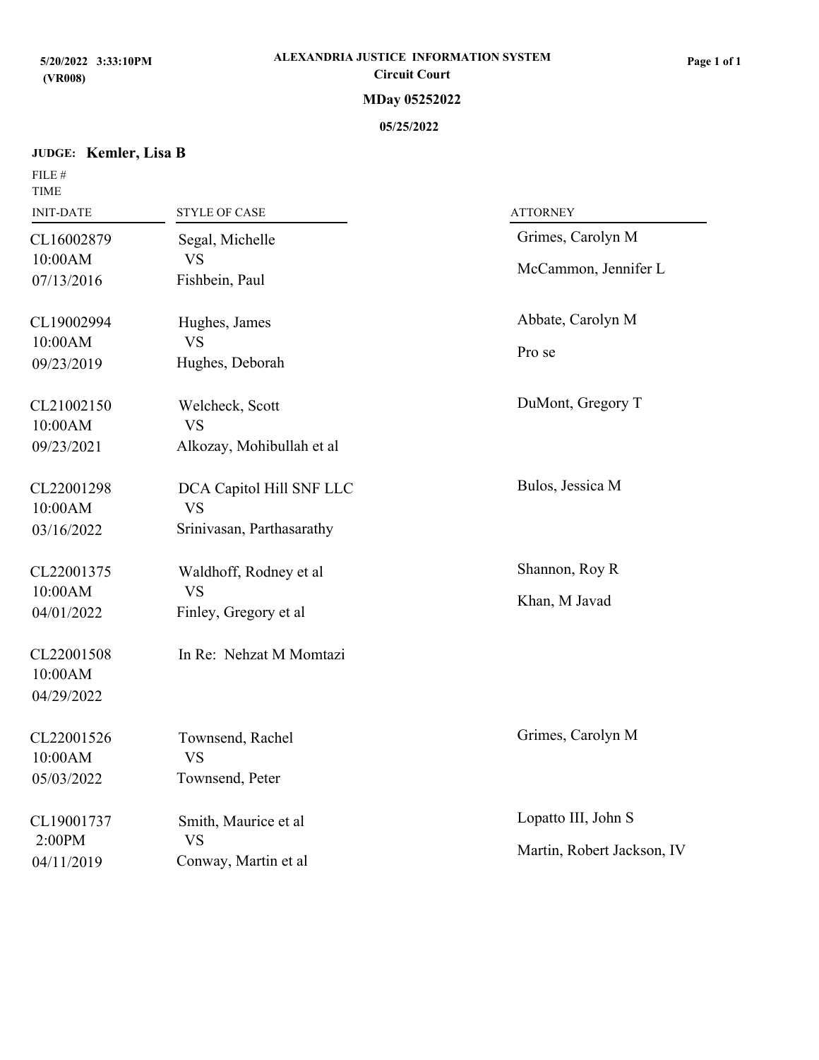5/20/2022 3:33:10PM
(VR008)

**ALEXANDRIA JUSTICE INFORMATION SYSTEM**
**Circuit Court**

**MDay 05252022**

**05/25/2022**

**JUDGE: Kemler, Lisa B**

| FILE # / TIME / INIT-DATE | STYLE OF CASE | ATTORNEY |
|---|---|---|
| CL16002879<br>10:00AM<br>07/13/2016 | Segal, Michelle<br>VS<br>Fishbein, Paul | Grimes, Carolyn M<br>McCammon, Jennifer L |
| CL19002994<br>10:00AM<br>09/23/2019 | Hughes, James<br>VS<br>Hughes, Deborah | Abbate, Carolyn M<br>Pro se |
| CL21002150<br>10:00AM<br>09/23/2021 | Welcheck, Scott<br>VS<br>Alkozay, Mohibullah et al | DuMont, Gregory T |
| CL22001298<br>10:00AM<br>03/16/2022 | DCA Capitol Hill SNF LLC<br>VS<br>Srinivasan, Parthasarathy | Bulos, Jessica M |
| CL22001375<br>10:00AM<br>04/01/2022 | Waldhoff, Rodney et al<br>VS<br>Finley, Gregory et al | Shannon, Roy R<br>Khan, M Javad |
| CL22001508<br>10:00AM<br>04/29/2022 | In Re: Nehzat M Momtazi | |
| CL22001526<br>10:00AM<br>05/03/2022 | Townsend, Rachel<br>VS<br>Townsend, Peter | Grimes, Carolyn M |
| CL19001737<br>2:00PM<br>04/11/2019 | Smith, Maurice et al<br>VS<br>Conway, Martin et al | Lopatto III, John S<br>Martin, Robert Jackson, IV |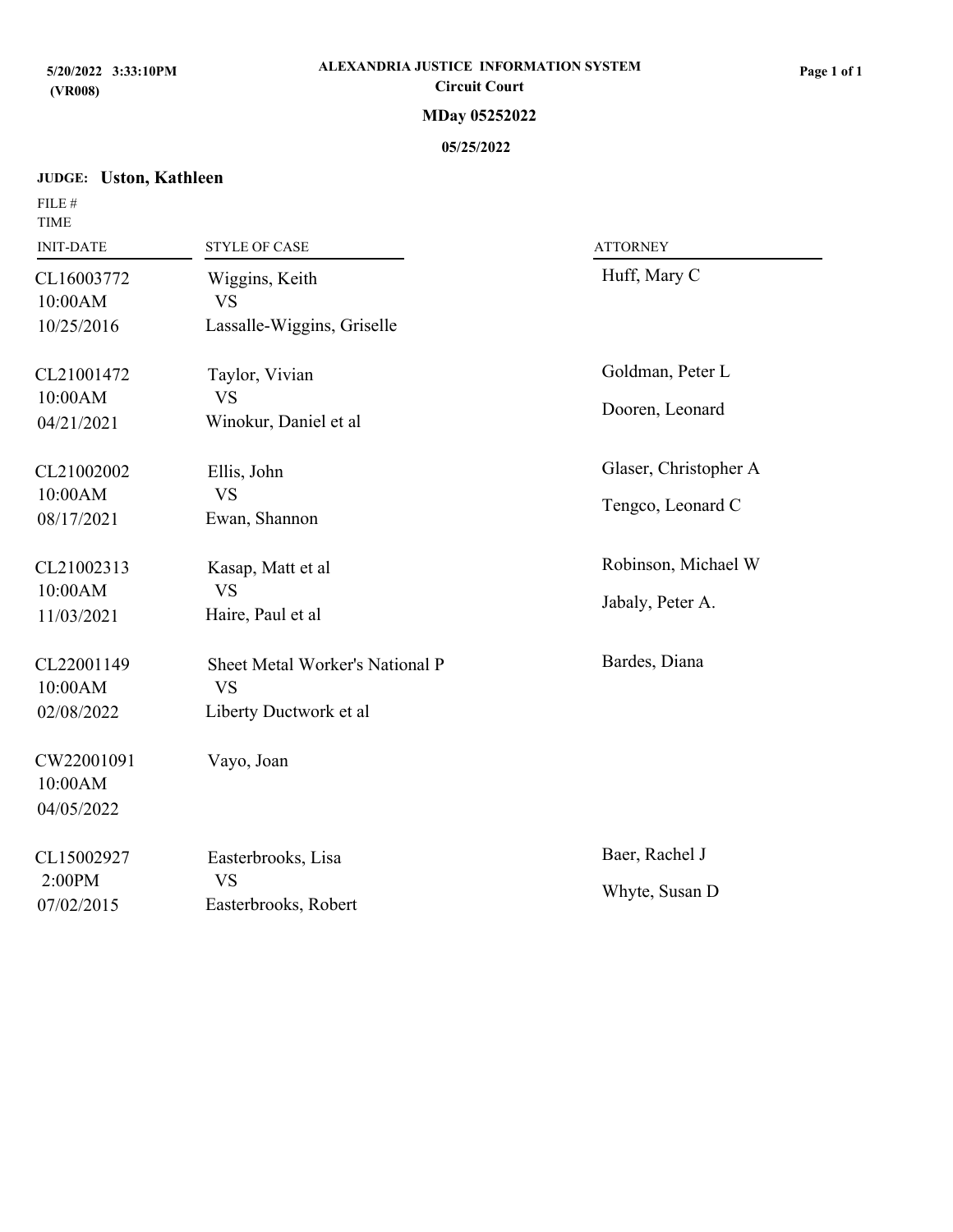**5/20/2022 3:33:10PM**
**(VR008)**

**ALEXANDRIA JUSTICE INFORMATION SYSTEM**
**Circuit Court**

**MDay 05252022**

**05/25/2022**

**JUDGE: Uston, Kathleen**

| FILE # / TIME / INIT-DATE | STYLE OF CASE | ATTORNEY |
|---|---|---|
| CL16003772<br>10:00AM<br>10/25/2016 | Wiggins, Keith<br>VS<br>Lassalle-Wiggins, Griselle | Huff, Mary C |
| CL21001472<br>10:00AM<br>04/21/2021 | Taylor, Vivian<br>VS<br>Winokur, Daniel et al | Goldman, Peter L<br>Dooren, Leonard |
| CL21002002<br>10:00AM<br>08/17/2021 | Ellis, John<br>VS<br>Ewan, Shannon | Glaser, Christopher A<br>Tengco, Leonard C |
| CL21002313<br>10:00AM<br>11/03/2021 | Kasap, Matt et al<br>VS<br>Haire, Paul et al | Robinson, Michael W<br>Jabaly, Peter A. |
| CL22001149<br>10:00AM<br>02/08/2022 | Sheet Metal Worker's National P<br>VS<br>Liberty Ductwork et al | Bardes, Diana |
| CW22001091<br>10:00AM<br>04/05/2022 | Vayo, Joan | |
| CL15002927<br>2:00PM<br>07/02/2015 | Easterbrooks, Lisa<br>VS<br>Easterbrooks, Robert | Baer, Rachel J<br>Whyte, Susan D |